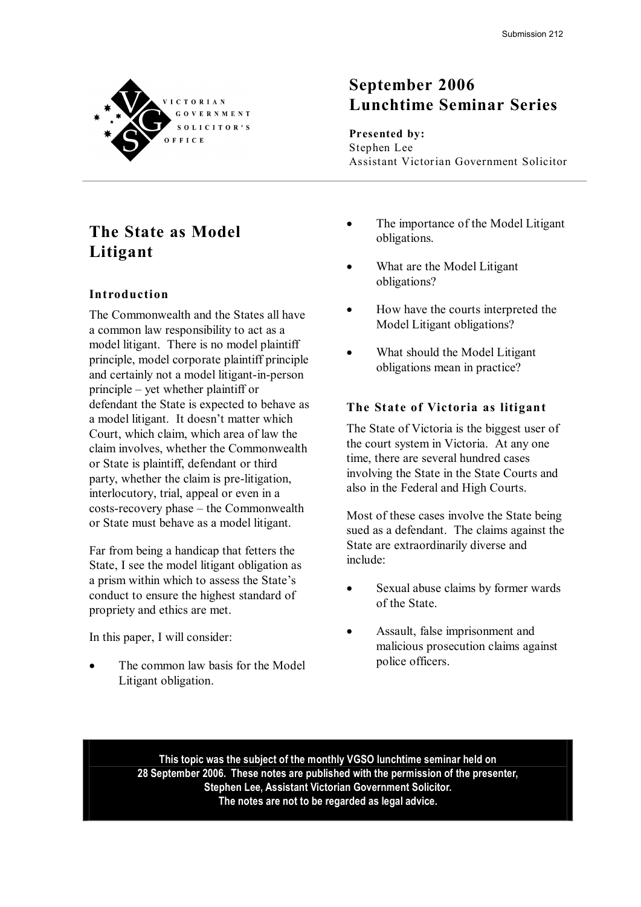VICTORIAN GOVERNMENT SOLICITOR'S OFFICE

# September 2006 Lunchtime Seminar Series

**Presented by:**
Stephen Lee
Assistant Victorian Government Solicitor

## The State as Model Litigant

### Introduction

The Commonwealth and the States all have a common law responsibility to act as a model litigant. There is no model plaintiff principle, model corporate plaintiff principle and certainly not a model litigant-in-person principle – yet whether plaintiff or defendant the State is expected to behave as a model litigant. It doesn't matter which Court, which claim, which area of law the claim involves, whether the Commonwealth or State is plaintiff, defendant or third party, whether the claim is pre-litigation, interlocutory, trial, appeal or even in a costs-recovery phase – the Commonwealth or State must behave as a model litigant.

Far from being a handicap that fetters the State, I see the model litigant obligation as a prism within which to assess the State's conduct to ensure the highest standard of propriety and ethics are met.

In this paper, I will consider:

- The common law basis for the Model Litigant obligation.
- The importance of the Model Litigant obligations.
- What are the Model Litigant obligations?
- How have the courts interpreted the Model Litigant obligations?
- What should the Model Litigant obligations mean in practice?

### The State of Victoria as litigant

The State of Victoria is the biggest user of the court system in Victoria. At any one time, there are several hundred cases involving the State in the State Courts and also in the Federal and High Courts.

Most of these cases involve the State being sued as a defendant. The claims against the State are extraordinarily diverse and include:

- Sexual abuse claims by former wards of the State.
- Assault, false imprisonment and malicious prosecution claims against police officers.

**This topic was the subject of the monthly VGSO lunchtime seminar held on 28 September 2006. These notes are published with the permission of the presenter, Stephen Lee, Assistant Victorian Government Solicitor. The notes are not to be regarded as legal advice.**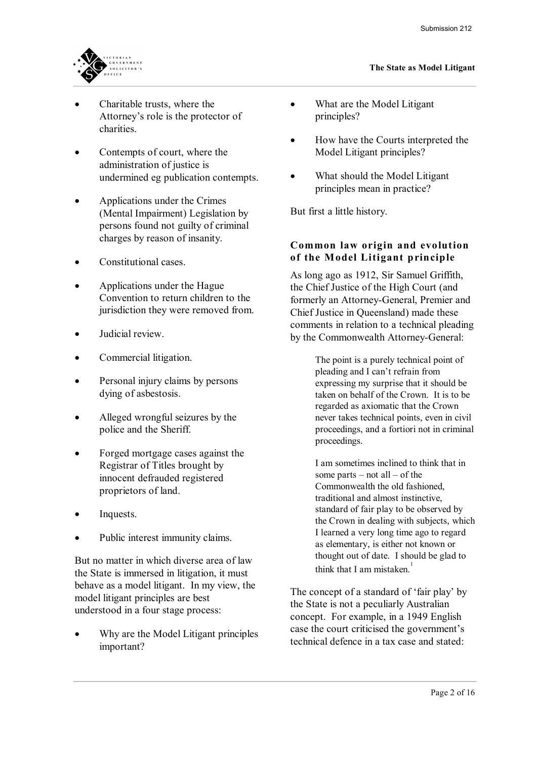- Charitable trusts, where the Attorney's role is the protector of charities.
- Contempts of court, where the administration of justice is undermined eg publication contempts.
- Applications under the Crimes (Mental Impairment) Legislation by persons found not guilty of criminal charges by reason of insanity.
- Constitutional cases.
- Applications under the Hague Convention to return children to the jurisdiction they were removed from.
- Judicial review.
- Commercial litigation.
- Personal injury claims by persons dying of asbestosis.
- Alleged wrongful seizures by the police and the Sheriff.
- Forged mortgage cases against the Registrar of Titles brought by innocent defrauded registered proprietors of land.
- Inquests.
- Public interest immunity claims.

But no matter in which diverse area of law the State is immersed in litigation, it must behave as a model litigant. In my view, the model litigant principles are best understood in a four stage process:

- Why are the Model Litigant principles important?
- What are the Model Litigant principles?
- How have the Courts interpreted the Model Litigant principles?
- What should the Model Litigant principles mean in practice?

But first a little history.

### Common law origin and evolution of the Model Litigant principle

As long ago as 1912, Sir Samuel Griffith, the Chief Justice of the High Court (and formerly an Attorney-General, Premier and Chief Justice in Queensland) made these comments in relation to a technical pleading by the Commonwealth Attorney-General:

> The point is a purely technical point of pleading and I can't refrain from expressing my surprise that it should be taken on behalf of the Crown. It is to be regarded as axiomatic that the Crown never takes technical points, even in civil proceedings, and a fortiori not in criminal proceedings.
>
> I am sometimes inclined to think that in some parts – not all – of the Commonwealth the old fashioned, traditional and almost instinctive, standard of fair play to be observed by the Crown in dealing with subjects, which I learned a very long time ago to regard as elementary, is either not known or thought out of date. I should be glad to think that I am mistaken.[1]

The concept of a standard of 'fair play' by the State is not a peculiarly Australian concept. For example, in a 1949 English case the court criticised the government's technical defence in a tax case and stated: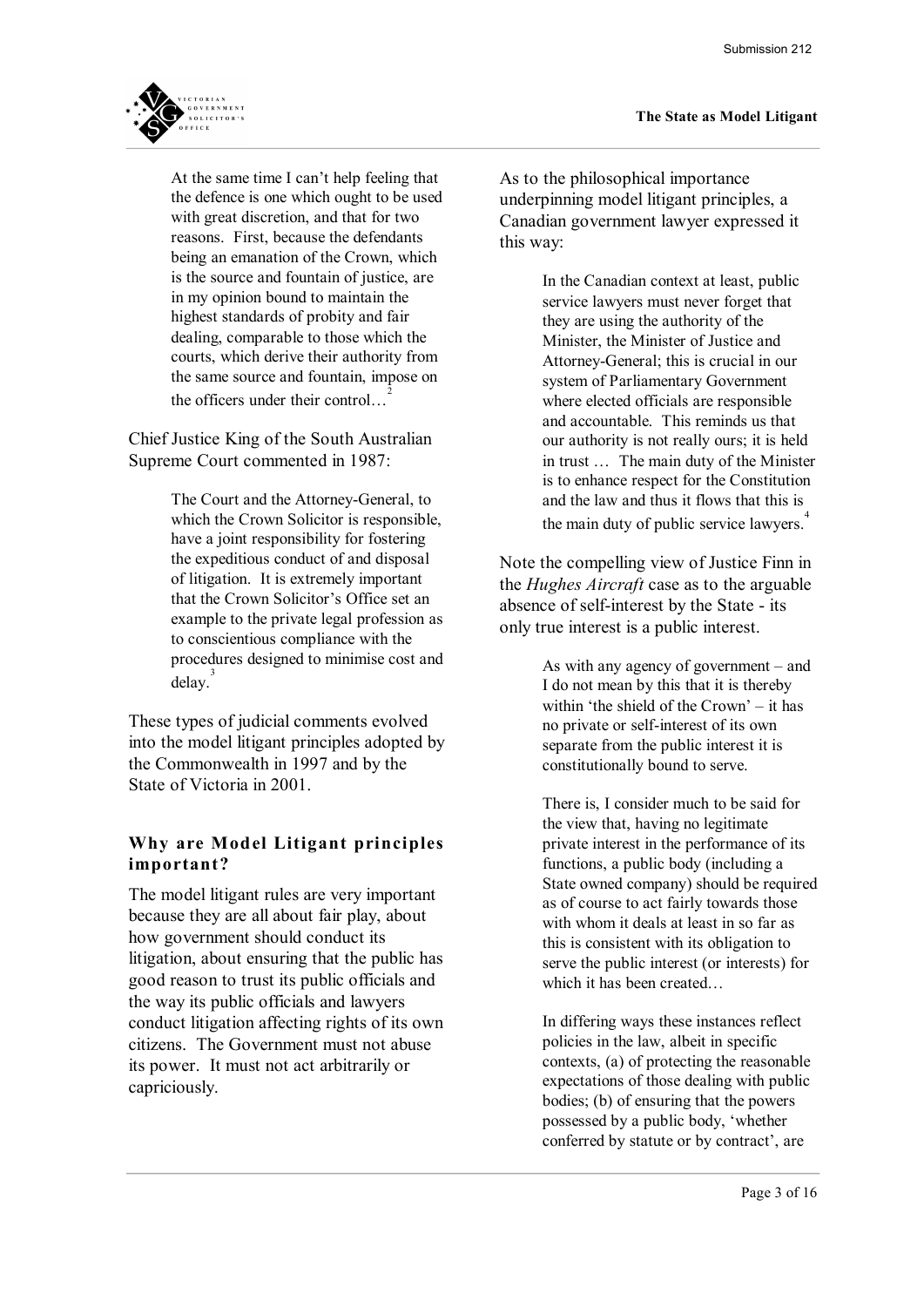> At the same time I can't help feeling that the defence is one which ought to be used with great discretion, and that for two reasons. First, because the defendants being an emanation of the Crown, which is the source and fountain of justice, are in my opinion bound to maintain the highest standards of probity and fair dealing, comparable to those which the courts, which derive their authority from the same source and fountain, impose on the officers under their control…[2]

Chief Justice King of the South Australian Supreme Court commented in 1987:

> The Court and the Attorney-General, to which the Crown Solicitor is responsible, have a joint responsibility for fostering the expeditious conduct of and disposal of litigation. It is extremely important that the Crown Solicitor's Office set an example to the private legal profession as to conscientious compliance with the procedures designed to minimise cost and delay.[3]

These types of judicial comments evolved into the model litigant principles adopted by the Commonwealth in 1997 and by the State of Victoria in 2001.

### Why are Model Litigant principles important?

The model litigant rules are very important because they are all about fair play, about how government should conduct its litigation, about ensuring that the public has good reason to trust its public officials and the way its public officials and lawyers conduct litigation affecting rights of its own citizens. The Government must not abuse its power. It must not act arbitrarily or capriciously.

As to the philosophical importance underpinning model litigant principles, a Canadian government lawyer expressed it this way:

> In the Canadian context at least, public service lawyers must never forget that they are using the authority of the Minister, the Minister of Justice and Attorney-General; this is crucial in our system of Parliamentary Government where elected officials are responsible and accountable. This reminds us that our authority is not really ours; it is held in trust … The main duty of the Minister is to enhance respect for the Constitution and the law and thus it flows that this is the main duty of public service lawyers.[4]

Note the compelling view of Justice Finn in the *Hughes Aircraft* case as to the arguable absence of self-interest by the State - its only true interest is a public interest.

> As with any agency of government – and I do not mean by this that it is thereby within 'the shield of the Crown' – it has no private or self-interest of its own separate from the public interest it is constitutionally bound to serve.
>
> There is, I consider much to be said for the view that, having no legitimate private interest in the performance of its functions, a public body (including a State owned company) should be required as of course to act fairly towards those with whom it deals at least in so far as this is consistent with its obligation to serve the public interest (or interests) for which it has been created…
>
> In differing ways these instances reflect policies in the law, albeit in specific contexts, (a) of protecting the reasonable expectations of those dealing with public bodies; (b) of ensuring that the powers possessed by a public body, 'whether conferred by statute or by contract', are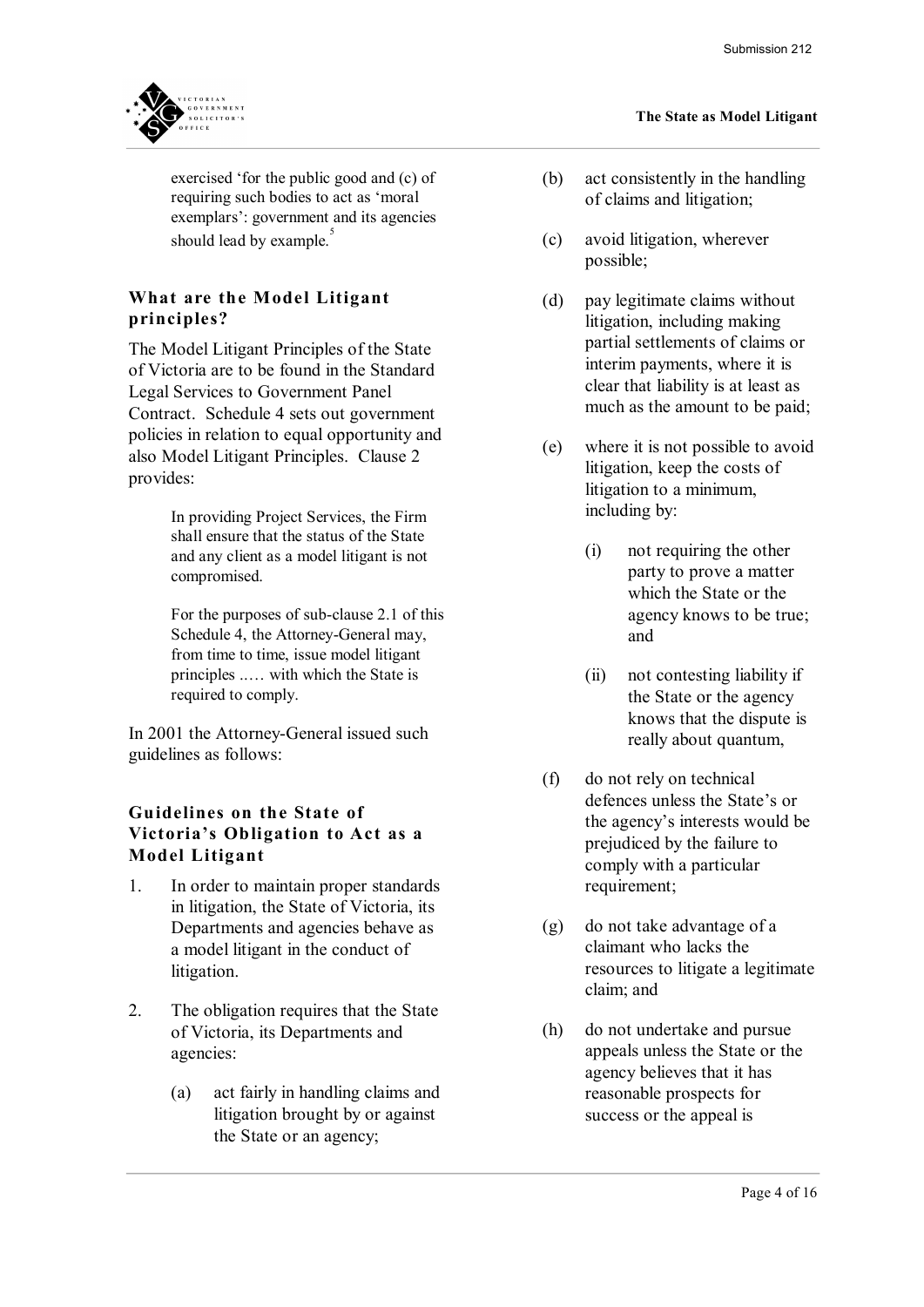exercised 'for the public good and (c) of requiring such bodies to act as 'moral exemplars': government and its agencies should lead by example.[5]

### What are the Model Litigant principles?

The Model Litigant Principles of the State of Victoria are to be found in the Standard Legal Services to Government Panel Contract. Schedule 4 sets out government policies in relation to equal opportunity and also Model Litigant Principles. Clause 2 provides:

> In providing Project Services, the Firm shall ensure that the status of the State and any client as a model litigant is not compromised.
>
> For the purposes of sub-clause 2.1 of this Schedule 4, the Attorney-General may, from time to time, issue model litigant principles ..… with which the State is required to comply.

In 2001 the Attorney-General issued such guidelines as follows:

### Guidelines on the State of Victoria's Obligation to Act as a Model Litigant

1. In order to maintain proper standards in litigation, the State of Victoria, its Departments and agencies behave as a model litigant in the conduct of litigation.

2. The obligation requires that the State of Victoria, its Departments and agencies:

   (a) act fairly in handling claims and litigation brought by or against the State or an agency;

   (b) act consistently in the handling of claims and litigation;

   (c) avoid litigation, wherever possible;

   (d) pay legitimate claims without litigation, including making partial settlements of claims or interim payments, where it is clear that liability is at least as much as the amount to be paid;

   (e) where it is not possible to avoid litigation, keep the costs of litigation to a minimum, including by:

      (i) not requiring the other party to prove a matter which the State or the agency knows to be true; and

      (ii) not contesting liability if the State or the agency knows that the dispute is really about quantum,

   (f) do not rely on technical defences unless the State's or the agency's interests would be prejudiced by the failure to comply with a particular requirement;

   (g) do not take advantage of a claimant who lacks the resources to litigate a legitimate claim; and

   (h) do not undertake and pursue appeals unless the State or the agency believes that it has reasonable prospects for success or the appeal is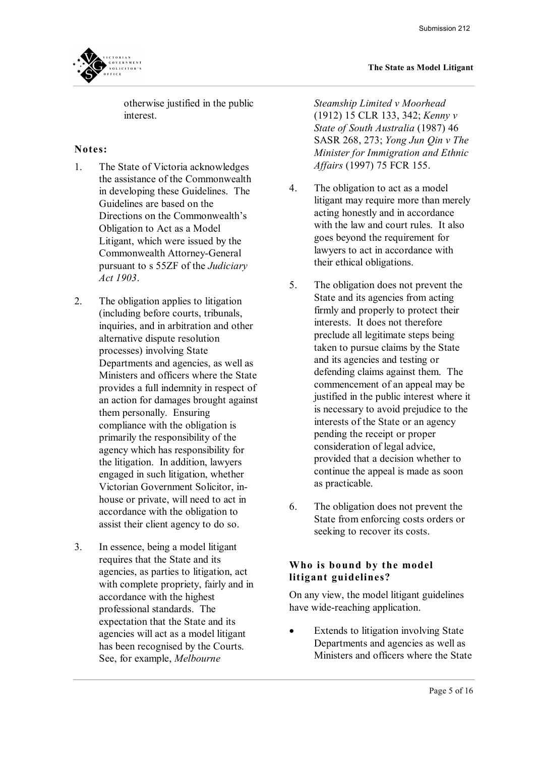otherwise justified in the public interest.

**Notes:**

1. The State of Victoria acknowledges the assistance of the Commonwealth in developing these Guidelines. The Guidelines are based on the Directions on the Commonwealth's Obligation to Act as a Model Litigant, which were issued by the Commonwealth Attorney-General pursuant to s 55ZF of the *Judiciary Act 1903*.

2. The obligation applies to litigation (including before courts, tribunals, inquiries, and in arbitration and other alternative dispute resolution processes) involving State Departments and agencies, as well as Ministers and officers where the State provides a full indemnity in respect of an action for damages brought against them personally. Ensuring compliance with the obligation is primarily the responsibility of the agency which has responsibility for the litigation. In addition, lawyers engaged in such litigation, whether Victorian Government Solicitor, in-house or private, will need to act in accordance with the obligation to assist their client agency to do so.

3. In essence, being a model litigant requires that the State and its agencies, as parties to litigation, act with complete propriety, fairly and in accordance with the highest professional standards. The expectation that the State and its agencies will act as a model litigant has been recognised by the Courts. See, for example, *Melbourne Steamship Limited v Moorhead* (1912) 15 CLR 133, 342; *Kenny v State of South Australia* (1987) 46 SASR 268, 273; *Yong Jun Qin v The Minister for Immigration and Ethnic Affairs* (1997) 75 FCR 155.

4. The obligation to act as a model litigant may require more than merely acting honestly and in accordance with the law and court rules. It also goes beyond the requirement for lawyers to act in accordance with their ethical obligations.

5. The obligation does not prevent the State and its agencies from acting firmly and properly to protect their interests. It does not therefore preclude all legitimate steps being taken to pursue claims by the State and its agencies and testing or defending claims against them. The commencement of an appeal may be justified in the public interest where it is necessary to avoid prejudice to the interests of the State or an agency pending the receipt or proper consideration of legal advice, provided that a decision whether to continue the appeal is made as soon as practicable.

6. The obligation does not prevent the State from enforcing costs orders or seeking to recover its costs.

### Who is bound by the model litigant guidelines?

On any view, the model litigant guidelines have wide-reaching application.

- Extends to litigation involving State Departments and agencies as well as Ministers and officers where the State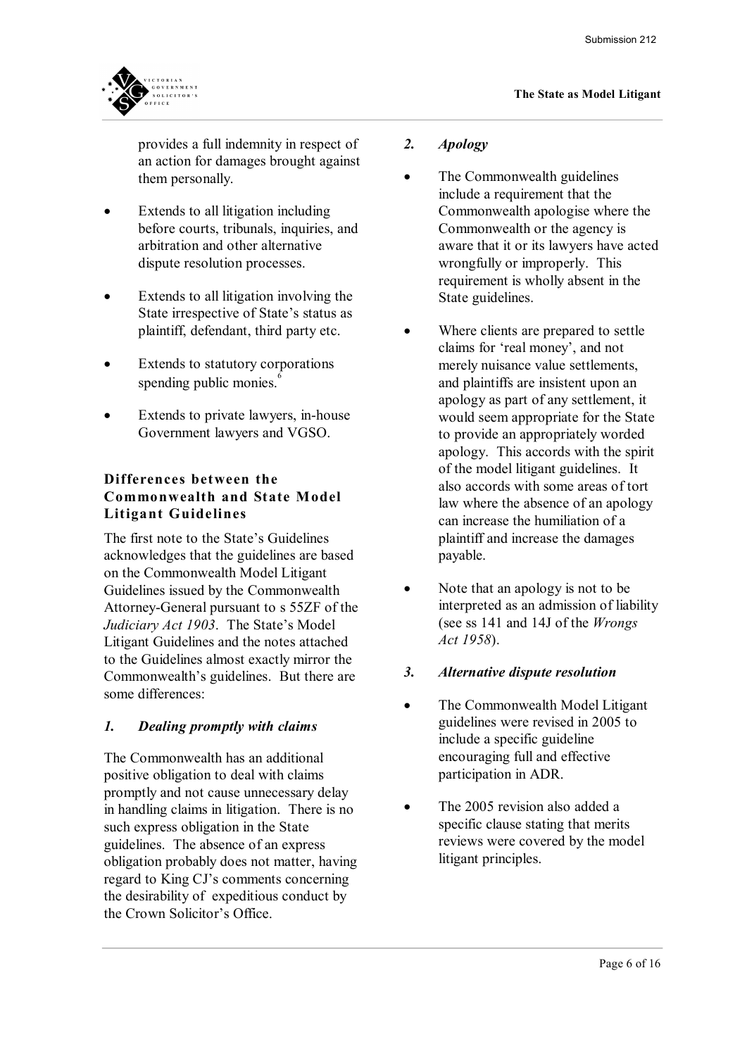provides a full indemnity in respect of an action for damages brought against them personally.

- Extends to all litigation including before courts, tribunals, inquiries, and arbitration and other alternative dispute resolution processes.
- Extends to all litigation involving the State irrespective of State's status as plaintiff, defendant, third party etc.
- Extends to statutory corporations spending public monies.[6]
- Extends to private lawyers, in-house Government lawyers and VGSO.

### Differences between the Commonwealth and State Model Litigant Guidelines

The first note to the State's Guidelines acknowledges that the guidelines are based on the Commonwealth Model Litigant Guidelines issued by the Commonwealth Attorney-General pursuant to s 55ZF of the *Judiciary Act 1903*. The State's Model Litigant Guidelines and the notes attached to the Guidelines almost exactly mirror the Commonwealth's guidelines. But there are some differences:

#### *1. Dealing promptly with claims*

The Commonwealth has an additional positive obligation to deal with claims promptly and not cause unnecessary delay in handling claims in litigation. There is no such express obligation in the State guidelines. The absence of an express obligation probably does not matter, having regard to King CJ's comments concerning the desirability of expeditious conduct by the Crown Solicitor's Office.

#### *2. Apology*

- The Commonwealth guidelines include a requirement that the Commonwealth apologise where the Commonwealth or the agency is aware that it or its lawyers have acted wrongfully or improperly. This requirement is wholly absent in the State guidelines.
- Where clients are prepared to settle claims for 'real money', and not merely nuisance value settlements, and plaintiffs are insistent upon an apology as part of any settlement, it would seem appropriate for the State to provide an appropriately worded apology. This accords with the spirit of the model litigant guidelines. It also accords with some areas of tort law where the absence of an apology can increase the humiliation of a plaintiff and increase the damages payable.
- Note that an apology is not to be interpreted as an admission of liability (see ss 141 and 14J of the *Wrongs Act 1958*).

#### *3. Alternative dispute resolution*

- The Commonwealth Model Litigant guidelines were revised in 2005 to include a specific guideline encouraging full and effective participation in ADR.
- The 2005 revision also added a specific clause stating that merits reviews were covered by the model litigant principles.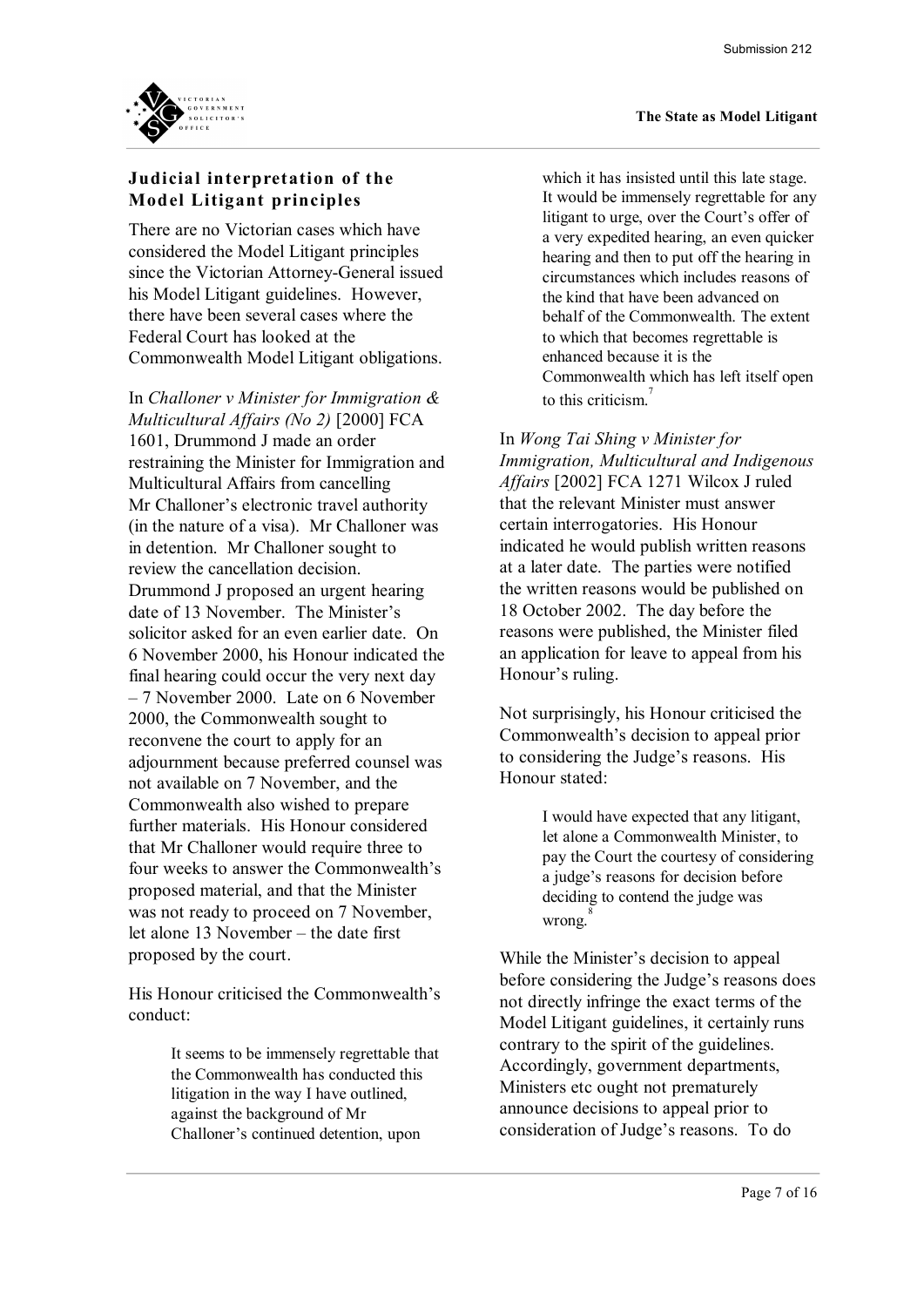## Judicial interpretation of the Model Litigant principles

There are no Victorian cases which have considered the Model Litigant principles since the Victorian Attorney-General issued his Model Litigant guidelines. However, there have been several cases where the Federal Court has looked at the Commonwealth Model Litigant obligations.

In *Challoner v Minister for Immigration & Multicultural Affairs (No 2)* [2000] FCA 1601, Drummond J made an order restraining the Minister for Immigration and Multicultural Affairs from cancelling Mr Challoner's electronic travel authority (in the nature of a visa). Mr Challoner was in detention. Mr Challoner sought to review the cancellation decision. Drummond J proposed an urgent hearing date of 13 November. The Minister's solicitor asked for an even earlier date. On 6 November 2000, his Honour indicated the final hearing could occur the very next day – 7 November 2000. Late on 6 November 2000, the Commonwealth sought to reconvene the court to apply for an adjournment because preferred counsel was not available on 7 November, and the Commonwealth also wished to prepare further materials. His Honour considered that Mr Challoner would require three to four weeks to answer the Commonwealth's proposed material, and that the Minister was not ready to proceed on 7 November, let alone 13 November – the date first proposed by the court.

His Honour criticised the Commonwealth's conduct:

> It seems to be immensely regrettable that the Commonwealth has conducted this litigation in the way I have outlined, against the background of Mr Challoner's continued detention, upon which it has insisted until this late stage. It would be immensely regrettable for any litigant to urge, over the Court's offer of a very expedited hearing, an even quicker hearing and then to put off the hearing in circumstances which includes reasons of the kind that have been advanced on behalf of the Commonwealth. The extent to which that becomes regrettable is enhanced because it is the Commonwealth which has left itself open to this criticism.[7]

In *Wong Tai Shing v Minister for Immigration, Multicultural and Indigenous Affairs* [2002] FCA 1271 Wilcox J ruled that the relevant Minister must answer certain interrogatories. His Honour indicated he would publish written reasons at a later date. The parties were notified the written reasons would be published on 18 October 2002. The day before the reasons were published, the Minister filed an application for leave to appeal from his Honour's ruling.

Not surprisingly, his Honour criticised the Commonwealth's decision to appeal prior to considering the Judge's reasons. His Honour stated:

> I would have expected that any litigant, let alone a Commonwealth Minister, to pay the Court the courtesy of considering a judge's reasons for decision before deciding to contend the judge was wrong.[8]

While the Minister's decision to appeal before considering the Judge's reasons does not directly infringe the exact terms of the Model Litigant guidelines, it certainly runs contrary to the spirit of the guidelines. Accordingly, government departments, Ministers etc ought not prematurely announce decisions to appeal prior to consideration of Judge's reasons. To do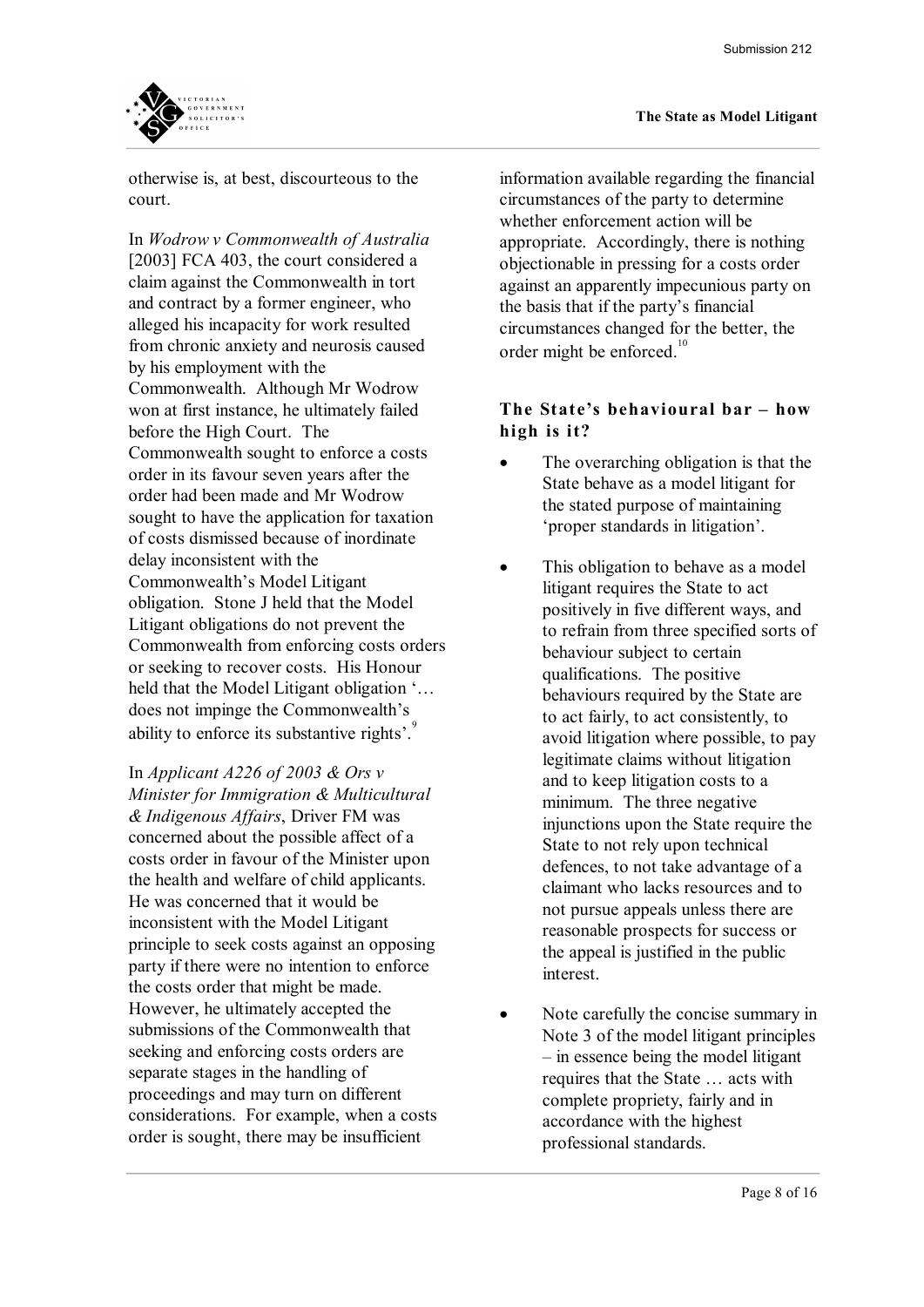otherwise is, at best, discourteous to the court.

In *Wodrow v Commonwealth of Australia* [2003] FCA 403, the court considered a claim against the Commonwealth in tort and contract by a former engineer, who alleged his incapacity for work resulted from chronic anxiety and neurosis caused by his employment with the Commonwealth. Although Mr Wodrow won at first instance, he ultimately failed before the High Court. The Commonwealth sought to enforce a costs order in its favour seven years after the order had been made and Mr Wodrow sought to have the application for taxation of costs dismissed because of inordinate delay inconsistent with the Commonwealth's Model Litigant obligation. Stone J held that the Model Litigant obligations do not prevent the Commonwealth from enforcing costs orders or seeking to recover costs. His Honour held that the Model Litigant obligation '… does not impinge the Commonwealth's ability to enforce its substantive rights'.[9]

In *Applicant A226 of 2003 & Ors v Minister for Immigration & Multicultural & Indigenous Affairs*, Driver FM was concerned about the possible affect of a costs order in favour of the Minister upon the health and welfare of child applicants. He was concerned that it would be inconsistent with the Model Litigant principle to seek costs against an opposing party if there were no intention to enforce the costs order that might be made. However, he ultimately accepted the submissions of the Commonwealth that seeking and enforcing costs orders are separate stages in the handling of proceedings and may turn on different considerations. For example, when a costs order is sought, there may be insufficient information available regarding the financial circumstances of the party to determine whether enforcement action will be appropriate. Accordingly, there is nothing objectionable in pressing for a costs order against an apparently impecunious party on the basis that if the party's financial circumstances changed for the better, the order might be enforced.[10]

### The State's behavioural bar – how high is it?

- The overarching obligation is that the State behave as a model litigant for the stated purpose of maintaining 'proper standards in litigation'.
- This obligation to behave as a model litigant requires the State to act positively in five different ways, and to refrain from three specified sorts of behaviour subject to certain qualifications. The positive behaviours required by the State are to act fairly, to act consistently, to avoid litigation where possible, to pay legitimate claims without litigation and to keep litigation costs to a minimum. The three negative injunctions upon the State require the State to not rely upon technical defences, to not take advantage of a claimant who lacks resources and to not pursue appeals unless there are reasonable prospects for success or the appeal is justified in the public interest.
- Note carefully the concise summary in Note 3 of the model litigant principles – in essence being the model litigant requires that the State … acts with complete propriety, fairly and in accordance with the highest professional standards.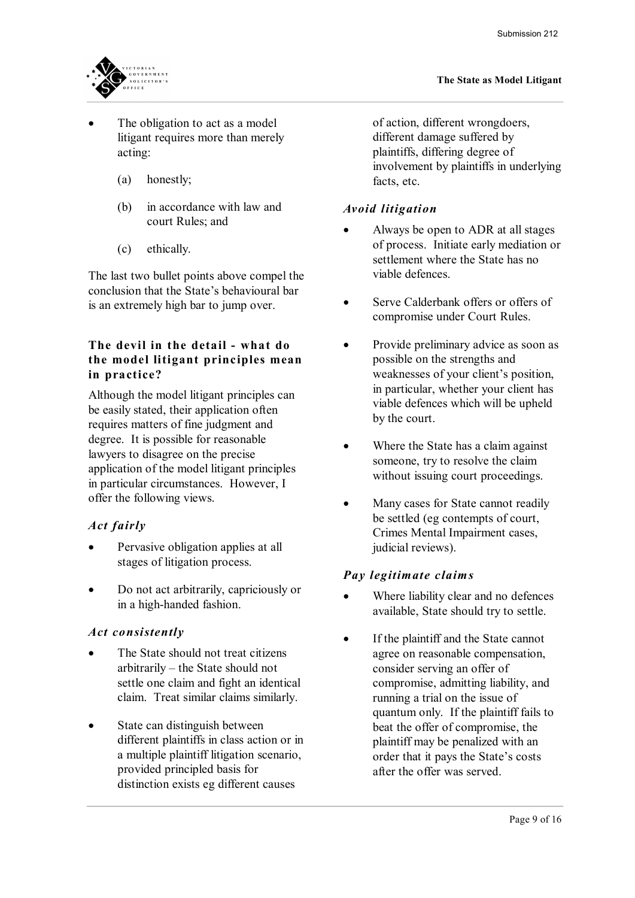- The obligation to act as a model litigant requires more than merely acting:

  (a) honestly;

  (b) in accordance with law and court Rules; and

  (c) ethically.

The last two bullet points above compel the conclusion that the State's behavioural bar is an extremely high bar to jump over.

### The devil in the detail - what do the model litigant principles mean in practice?

Although the model litigant principles can be easily stated, their application often requires matters of fine judgment and degree. It is possible for reasonable lawyers to disagree on the precise application of the model litigant principles in particular circumstances. However, I offer the following views.

#### *Act fairly*

- Pervasive obligation applies at all stages of litigation process.
- Do not act arbitrarily, capriciously or in a high-handed fashion.

#### *Act consistently*

- The State should not treat citizens arbitrarily – the State should not settle one claim and fight an identical claim. Treat similar claims similarly.
- State can distinguish between different plaintiffs in class action or in a multiple plaintiff litigation scenario, provided principled basis for distinction exists eg different causes of action, different wrongdoers, different damage suffered by plaintiffs, differing degree of involvement by plaintiffs in underlying facts, etc.

#### *Avoid litigation*

- Always be open to ADR at all stages of process. Initiate early mediation or settlement where the State has no viable defences.
- Serve Calderbank offers or offers of compromise under Court Rules.
- Provide preliminary advice as soon as possible on the strengths and weaknesses of your client's position, in particular, whether your client has viable defences which will be upheld by the court.
- Where the State has a claim against someone, try to resolve the claim without issuing court proceedings.
- Many cases for State cannot readily be settled (eg contempts of court, Crimes Mental Impairment cases, judicial reviews).

#### *Pay legitimate claims*

- Where liability clear and no defences available, State should try to settle.
- If the plaintiff and the State cannot agree on reasonable compensation, consider serving an offer of compromise, admitting liability, and running a trial on the issue of quantum only. If the plaintiff fails to beat the offer of compromise, the plaintiff may be penalized with an order that it pays the State's costs after the offer was served.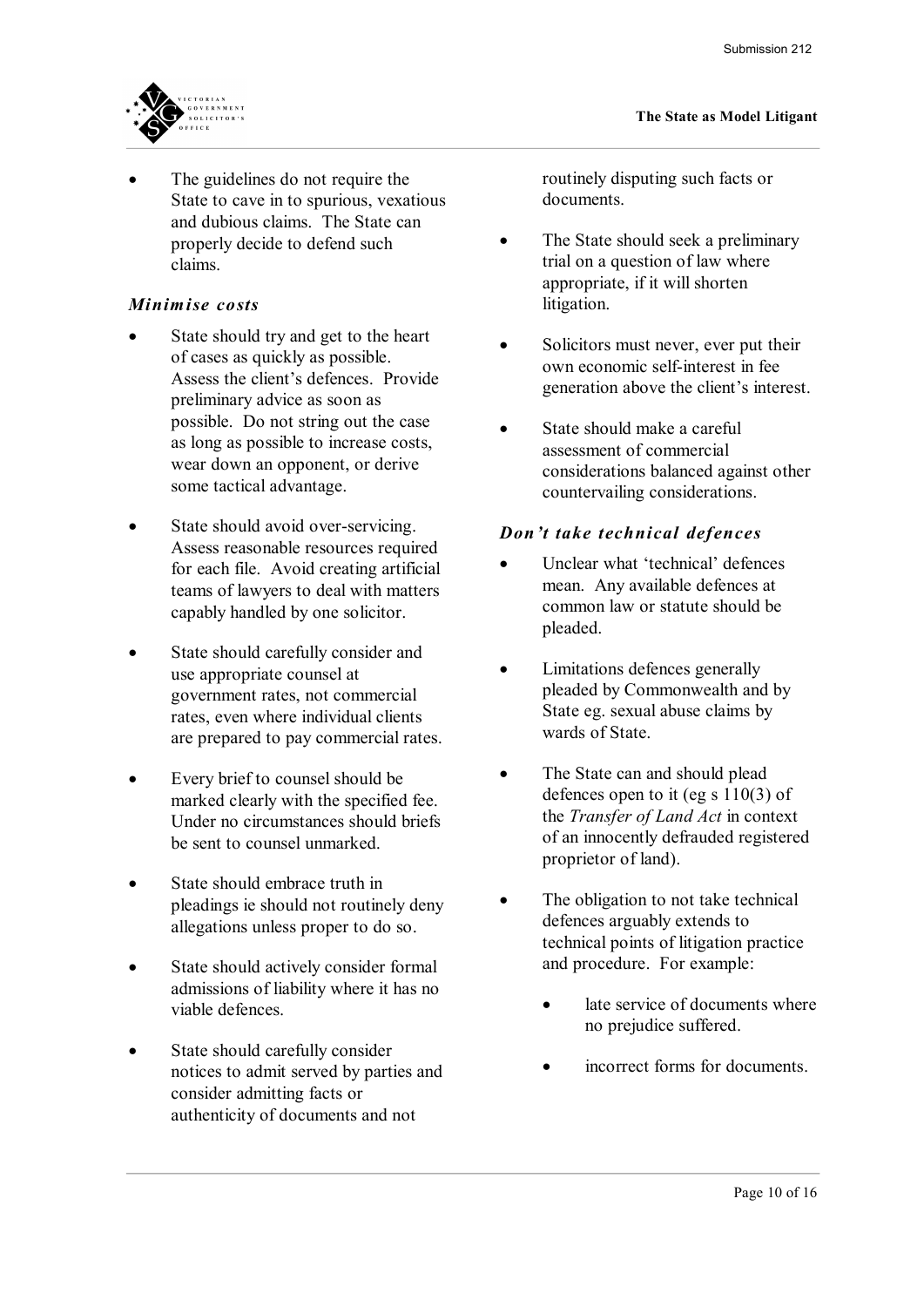- The guidelines do not require the State to cave in to spurious, vexatious and dubious claims. The State can properly decide to defend such claims.

### *Minimise costs*

- State should try and get to the heart of cases as quickly as possible. Assess the client's defences. Provide preliminary advice as soon as possible. Do not string out the case as long as possible to increase costs, wear down an opponent, or derive some tactical advantage.

- State should avoid over-servicing. Assess reasonable resources required for each file. Avoid creating artificial teams of lawyers to deal with matters capably handled by one solicitor.

- State should carefully consider and use appropriate counsel at government rates, not commercial rates, even where individual clients are prepared to pay commercial rates.

- Every brief to counsel should be marked clearly with the specified fee. Under no circumstances should briefs be sent to counsel unmarked.

- State should embrace truth in pleadings ie should not routinely deny allegations unless proper to do so.

- State should actively consider formal admissions of liability where it has no viable defences.

- State should carefully consider notices to admit served by parties and consider admitting facts or authenticity of documents and not routinely disputing such facts or documents.

- The State should seek a preliminary trial on a question of law where appropriate, if it will shorten litigation.

- Solicitors must never, ever put their own economic self-interest in fee generation above the client's interest.

- State should make a careful assessment of commercial considerations balanced against other countervailing considerations.

### *Don't take technical defences*

- Unclear what 'technical' defences mean. Any available defences at common law or statute should be pleaded.

- Limitations defences generally pleaded by Commonwealth and by State eg. sexual abuse claims by wards of State.

- The State can and should plead defences open to it (eg s 110(3) of the *Transfer of Land Act* in context of an innocently defrauded registered proprietor of land).

- The obligation to not take technical defences arguably extends to technical points of litigation practice and procedure. For example:

  - late service of documents where no prejudice suffered.

  - incorrect forms for documents.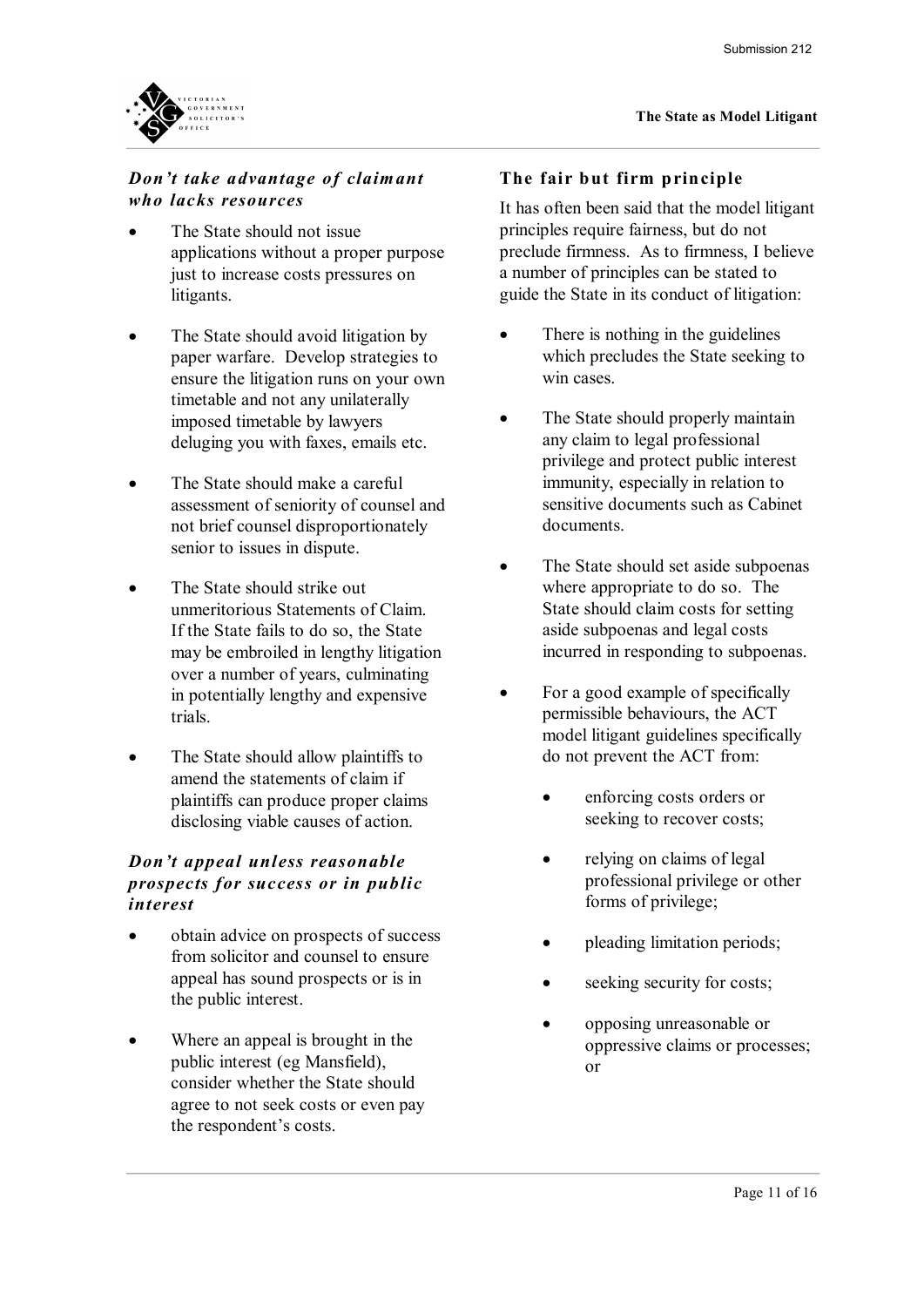### *Don't take advantage of claimant who lacks resources*

- The State should not issue applications without a proper purpose just to increase costs pressures on litigants.
- The State should avoid litigation by paper warfare. Develop strategies to ensure the litigation runs on your own timetable and not any unilaterally imposed timetable by lawyers deluging you with faxes, emails etc.
- The State should make a careful assessment of seniority of counsel and not brief counsel disproportionately senior to issues in dispute.
- The State should strike out unmeritorious Statements of Claim. If the State fails to do so, the State may be embroiled in lengthy litigation over a number of years, culminating in potentially lengthy and expensive trials.
- The State should allow plaintiffs to amend the statements of claim if plaintiffs can produce proper claims disclosing viable causes of action.

### *Don't appeal unless reasonable prospects for success or in public interest*

- obtain advice on prospects of success from solicitor and counsel to ensure appeal has sound prospects or is in the public interest.
- Where an appeal is brought in the public interest (eg Mansfield), consider whether the State should agree to not seek costs or even pay the respondent's costs.

## The fair but firm principle

It has often been said that the model litigant principles require fairness, but do not preclude firmness. As to firmness, I believe a number of principles can be stated to guide the State in its conduct of litigation:

- There is nothing in the guidelines which precludes the State seeking to win cases.
- The State should properly maintain any claim to legal professional privilege and protect public interest immunity, especially in relation to sensitive documents such as Cabinet documents.
- The State should set aside subpoenas where appropriate to do so. The State should claim costs for setting aside subpoenas and legal costs incurred in responding to subpoenas.
- For a good example of specifically permissible behaviours, the ACT model litigant guidelines specifically do not prevent the ACT from:
  - enforcing costs orders or seeking to recover costs;
  - relying on claims of legal professional privilege or other forms of privilege;
  - pleading limitation periods;
  - seeking security for costs;
  - opposing unreasonable or oppressive claims or processes; or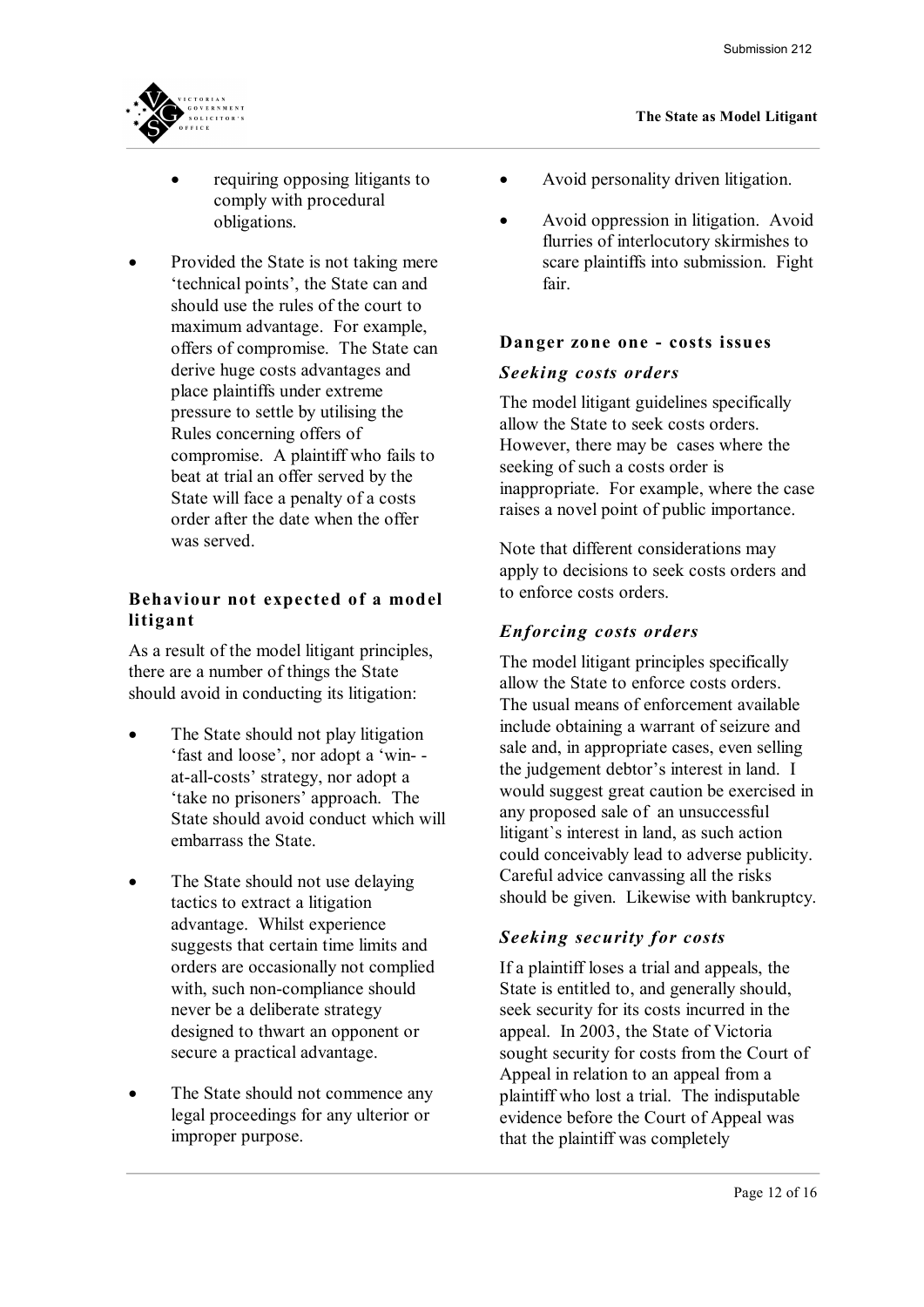- requiring opposing litigants to comply with procedural obligations.

- Provided the State is not taking mere 'technical points', the State can and should use the rules of the court to maximum advantage. For example, offers of compromise. The State can derive huge costs advantages and place plaintiffs under extreme pressure to settle by utilising the Rules concerning offers of compromise. A plaintiff who fails to beat at trial an offer served by the State will face a penalty of a costs order after the date when the offer was served.

### Behaviour not expected of a model litigant

As a result of the model litigant principles, there are a number of things the State should avoid in conducting its litigation:

- The State should not play litigation 'fast and loose', nor adopt a 'win- -at-all-costs' strategy, nor adopt a 'take no prisoners' approach. The State should avoid conduct which will embarrass the State.

- The State should not use delaying tactics to extract a litigation advantage. Whilst experience suggests that certain time limits and orders are occasionally not complied with, such non-compliance should never be a deliberate strategy designed to thwart an opponent or secure a practical advantage.

- The State should not commence any legal proceedings for any ulterior or improper purpose.

- Avoid personality driven litigation.

- Avoid oppression in litigation. Avoid flurries of interlocutory skirmishes to scare plaintiffs into submission. Fight fair.

### Danger zone one - costs issues

#### *Seeking costs orders*

The model litigant guidelines specifically allow the State to seek costs orders. However, there may be cases where the seeking of such a costs order is inappropriate. For example, where the case raises a novel point of public importance.

Note that different considerations may apply to decisions to seek costs orders and to enforce costs orders.

#### *Enforcing costs orders*

The model litigant principles specifically allow the State to enforce costs orders. The usual means of enforcement available include obtaining a warrant of seizure and sale and, in appropriate cases, even selling the judgement debtor's interest in land. I would suggest great caution be exercised in any proposed sale of an unsuccessful litigant`s interest in land, as such action could conceivably lead to adverse publicity. Careful advice canvassing all the risks should be given. Likewise with bankruptcy.

#### *Seeking security for costs*

If a plaintiff loses a trial and appeals, the State is entitled to, and generally should, seek security for its costs incurred in the appeal. In 2003, the State of Victoria sought security for costs from the Court of Appeal in relation to an appeal from a plaintiff who lost a trial. The indisputable evidence before the Court of Appeal was that the plaintiff was completely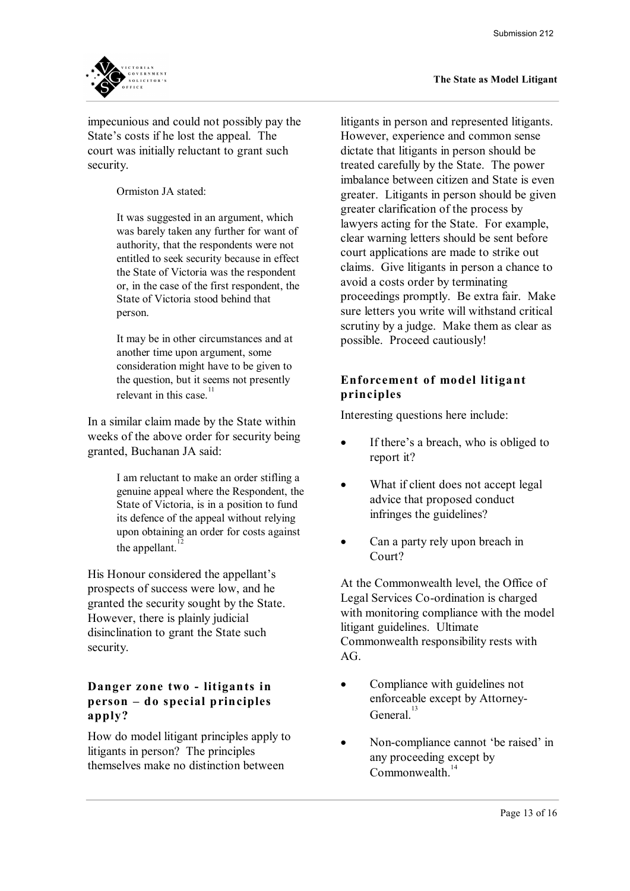impecunious and could not possibly pay the State's costs if he lost the appeal. The court was initially reluctant to grant such security.

> Ormiston JA stated:
>
> It was suggested in an argument, which was barely taken any further for want of authority, that the respondents were not entitled to seek security because in effect the State of Victoria was the respondent or, in the case of the first respondent, the State of Victoria stood behind that person.
>
> It may be in other circumstances and at another time upon argument, some consideration might have to be given to the question, but it seems not presently relevant in this case.[11]

In a similar claim made by the State within weeks of the above order for security being granted, Buchanan JA said:

> I am reluctant to make an order stifling a genuine appeal where the Respondent, the State of Victoria, is in a position to fund its defence of the appeal without relying upon obtaining an order for costs against the appellant.[12]

His Honour considered the appellant's prospects of success were low, and he granted the security sought by the State. However, there is plainly judicial disinclination to grant the State such security.

### Danger zone two - litigants in person – do special principles apply?

How do model litigant principles apply to litigants in person? The principles themselves make no distinction between litigants in person and represented litigants. However, experience and common sense dictate that litigants in person should be treated carefully by the State. The power imbalance between citizen and State is even greater. Litigants in person should be given greater clarification of the process by lawyers acting for the State. For example, clear warning letters should be sent before court applications are made to strike out claims. Give litigants in person a chance to avoid a costs order by terminating proceedings promptly. Be extra fair. Make sure letters you write will withstand critical scrutiny by a judge. Make them as clear as possible. Proceed cautiously!

### Enforcement of model litigant principles

Interesting questions here include:

- If there's a breach, who is obliged to report it?
- What if client does not accept legal advice that proposed conduct infringes the guidelines?
- Can a party rely upon breach in Court?

At the Commonwealth level, the Office of Legal Services Co-ordination is charged with monitoring compliance with the model litigant guidelines. Ultimate Commonwealth responsibility rests with AG.

- Compliance with guidelines not enforceable except by Attorney-General.[13]
- Non-compliance cannot 'be raised' in any proceeding except by Commonwealth.[14]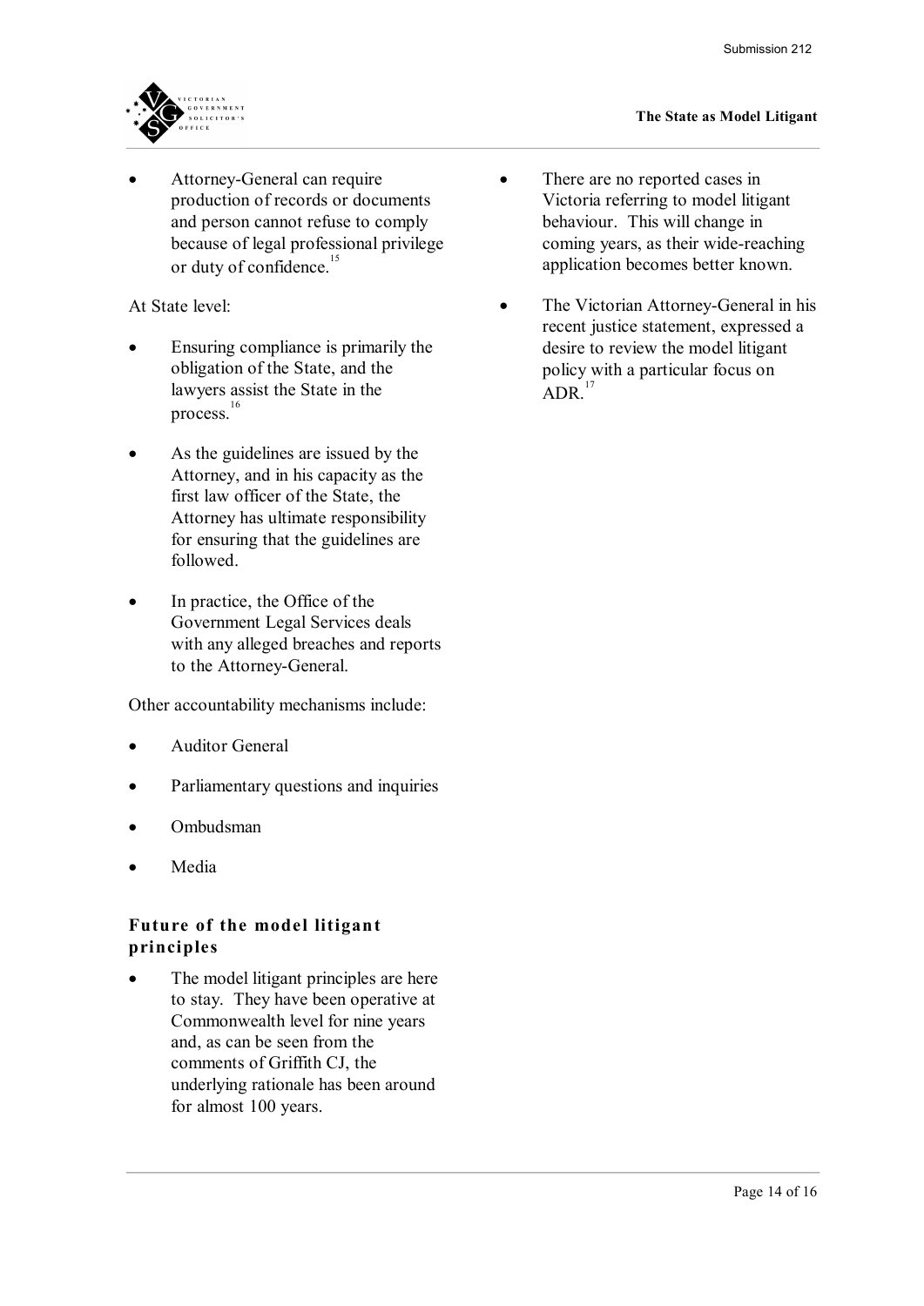- Attorney-General can require production of records or documents and person cannot refuse to comply because of legal professional privilege or duty of confidence.[15]

At State level:

- Ensuring compliance is primarily the obligation of the State, and the lawyers assist the State in the process.[16]
- As the guidelines are issued by the Attorney, and in his capacity as the first law officer of the State, the Attorney has ultimate responsibility for ensuring that the guidelines are followed.
- In practice, the Office of the Government Legal Services deals with any alleged breaches and reports to the Attorney-General.

Other accountability mechanisms include:

- Auditor General
- Parliamentary questions and inquiries
- Ombudsman
- Media

### Future of the model litigant principles

- The model litigant principles are here to stay. They have been operative at Commonwealth level for nine years and, as can be seen from the comments of Griffith CJ, the underlying rationale has been around for almost 100 years.
- There are no reported cases in Victoria referring to model litigant behaviour. This will change in coming years, as their wide-reaching application becomes better known.
- The Victorian Attorney-General in his recent justice statement, expressed a desire to review the model litigant policy with a particular focus on ADR.[17]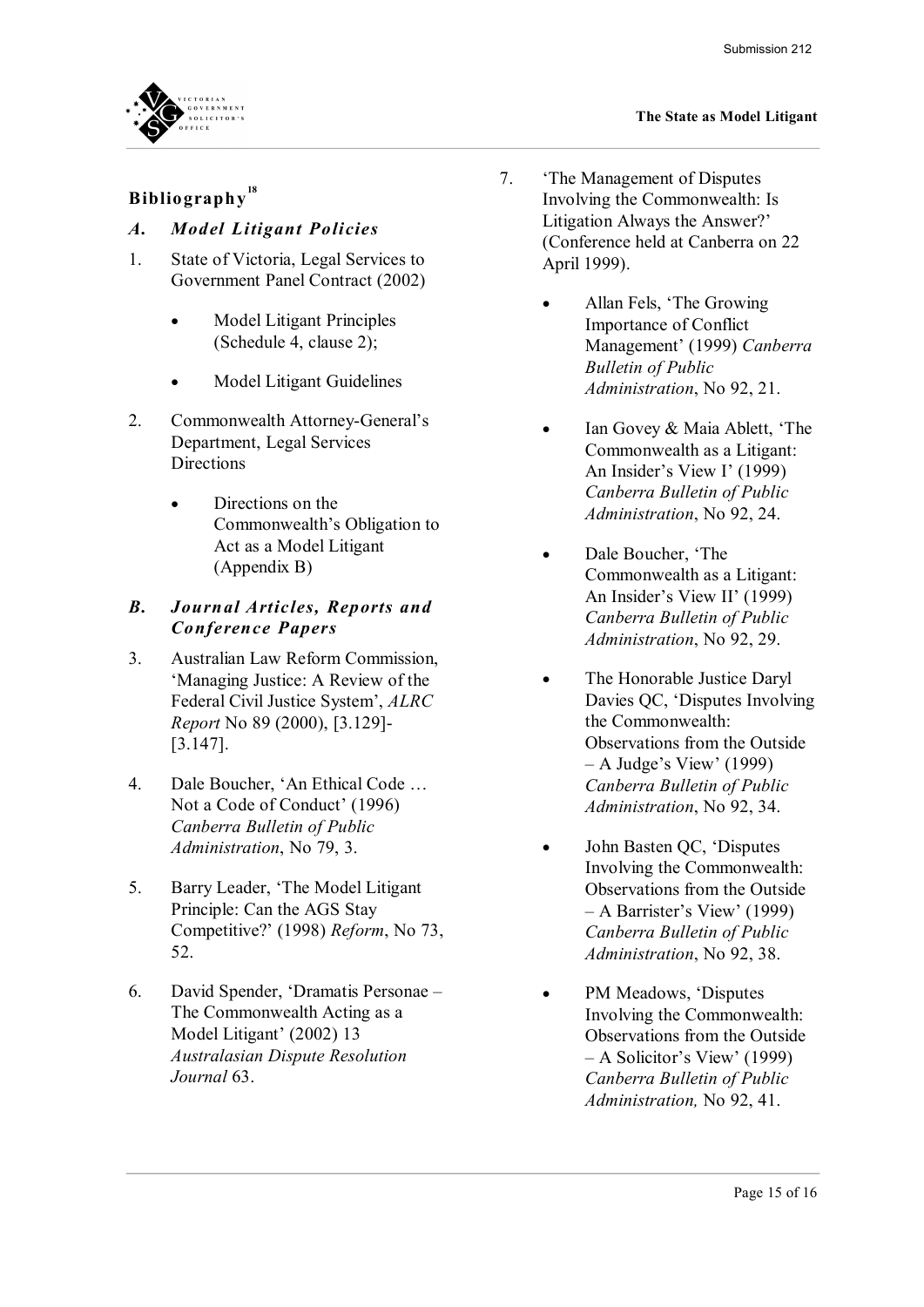## Bibliography[18]

### *A. Model Litigant Policies*

1. State of Victoria, Legal Services to Government Panel Contract (2002)

    - Model Litigant Principles (Schedule 4, clause 2);
    - Model Litigant Guidelines

2. Commonwealth Attorney-General's Department, Legal Services Directions

    - Directions on the Commonwealth's Obligation to Act as a Model Litigant (Appendix B)

### *B. Journal Articles, Reports and Conference Papers*

3. Australian Law Reform Commission, 'Managing Justice: A Review of the Federal Civil Justice System', *ALRC Report* No 89 (2000), [3.129]-[3.147].

4. Dale Boucher, 'An Ethical Code … Not a Code of Conduct' (1996) *Canberra Bulletin of Public Administration*, No 79, 3.

5. Barry Leader, 'The Model Litigant Principle: Can the AGS Stay Competitive?' (1998) *Reform*, No 73, 52.

6. David Spender, 'Dramatis Personae – The Commonwealth Acting as a Model Litigant' (2002) 13 *Australasian Dispute Resolution Journal* 63.

7. 'The Management of Disputes Involving the Commonwealth: Is Litigation Always the Answer?' (Conference held at Canberra on 22 April 1999).

    - Allan Fels, 'The Growing Importance of Conflict Management' (1999) *Canberra Bulletin of Public Administration*, No 92, 21.
    - Ian Govey & Maia Ablett, 'The Commonwealth as a Litigant: An Insider's View I' (1999) *Canberra Bulletin of Public Administration*, No 92, 24.
    - Dale Boucher, 'The Commonwealth as a Litigant: An Insider's View II' (1999) *Canberra Bulletin of Public Administration*, No 92, 29.
    - The Honorable Justice Daryl Davies QC, 'Disputes Involving the Commonwealth: Observations from the Outside – A Judge's View' (1999) *Canberra Bulletin of Public Administration*, No 92, 34.
    - John Basten QC, 'Disputes Involving the Commonwealth: Observations from the Outside – A Barrister's View' (1999) *Canberra Bulletin of Public Administration*, No 92, 38.
    - PM Meadows, 'Disputes Involving the Commonwealth: Observations from the Outside – A Solicitor's View' (1999) *Canberra Bulletin of Public Administration,* No 92, 41.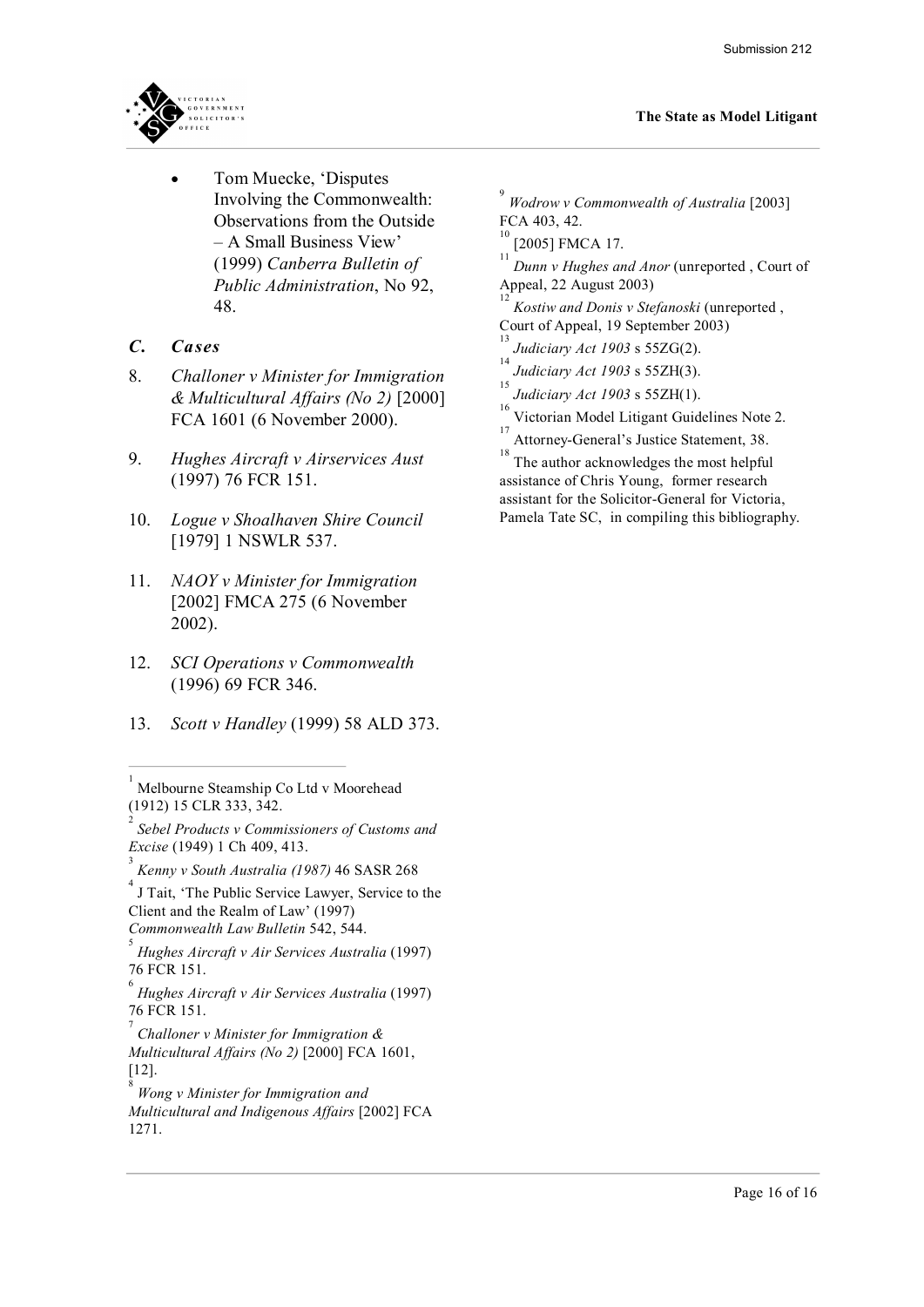- Tom Muecke, 'Disputes Involving the Commonwealth: Observations from the Outside – A Small Business View' (1999) *Canberra Bulletin of Public Administration*, No 92, 48.

### *C. Cases*

8. *Challoner v Minister for Immigration & Multicultural Affairs (No 2)* [2000] FCA 1601 (6 November 2000).

9. *Hughes Aircraft v Airservices Aust* (1997) 76 FCR 151.

10. *Logue v Shoalhaven Shire Council* [1979] 1 NSWLR 537.

11. *NAOY v Minister for Immigration* [2002] FMCA 275 (6 November 2002).

12. *SCI Operations v Commonwealth* (1996) 69 FCR 346.

13. *Scott v Handley* (1999) 58 ALD 373.

---

[1] Melbourne Steamship Co Ltd v Moorehead (1912) 15 CLR 333, 342.

[2] *Sebel Products v Commissioners of Customs and Excise* (1949) 1 Ch 409, 413.

[3] *Kenny v South Australia (1987)* 46 SASR 268

[4] J Tait, 'The Public Service Lawyer, Service to the Client and the Realm of Law' (1997) *Commonwealth Law Bulletin* 542, 544.

[5] *Hughes Aircraft v Air Services Australia* (1997) 76 FCR 151.

[6] *Hughes Aircraft v Air Services Australia* (1997) 76 FCR 151.

[7] *Challoner v Minister for Immigration & Multicultural Affairs (No 2)* [2000] FCA 1601, [12].

[8] *Wong v Minister for Immigration and Multicultural and Indigenous Affairs* [2002] FCA 1271.

[9] *Wodrow v Commonwealth of Australia* [2003] FCA 403, 42.

[10] [2005] FMCA 17.

[11] *Dunn v Hughes and Anor* (unreported , Court of Appeal, 22 August 2003)

[12] *Kostiw and Donis v Stefanoski* (unreported , Court of Appeal, 19 September 2003)

[13] *Judiciary Act 1903* s 55ZG(2).

[14] *Judiciary Act 1903* s 55ZH(3).

[15] *Judiciary Act 1903* s 55ZH(1).

[16] Victorian Model Litigant Guidelines Note 2.

[17] Attorney-General's Justice Statement, 38.

[18] The author acknowledges the most helpful assistance of Chris Young, former research assistant for the Solicitor-General for Victoria, Pamela Tate SC, in compiling this bibliography.